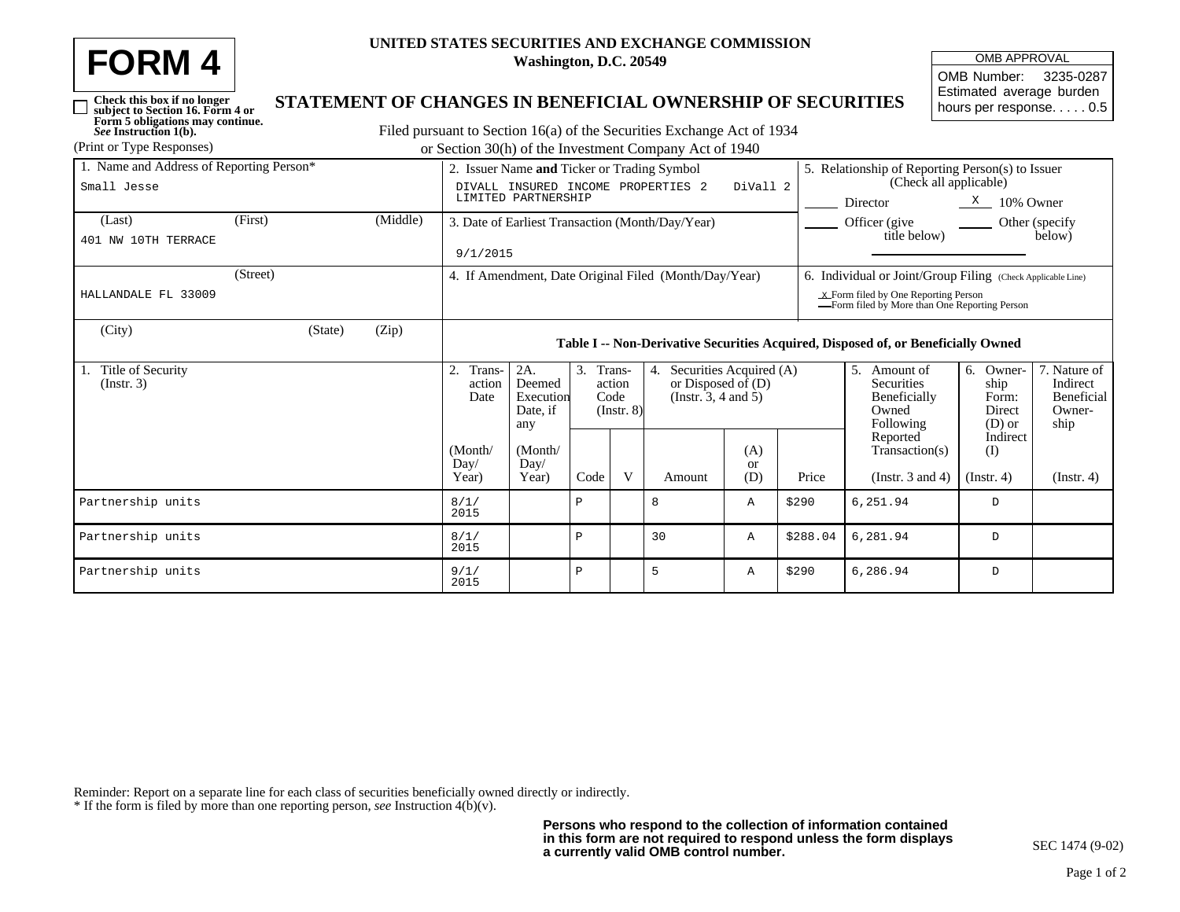# FORM 4

**UNITED STATES SECURITIES AND EXCHANGE COMMISSION**
**Washington, D.C. 20549**

| OMB APPROVAL |
|---|
| OMB Number: 3235-0287 |
| Estimated average burden hours per response. . . . . 0.5 |

☐ **Check this box if no longer subject to Section 16. Form 4 or Form 5 obligations may continue.** *See* **Instruction 1(b).**

## STATEMENT OF CHANGES IN BENEFICIAL OWNERSHIP OF SECURITIES

Filed pursuant to Section 16(a) of the Securities Exchange Act of 1934 or Section 30(h) of the Investment Company Act of 1940

(Print or Type Responses)

1. Name and Address of Reporting Person*

Small Jesse

(Last) (First) (Middle)

401 NW 10TH TERRACE

(Street)

HALLANDALE FL 33009

(City) (State) (Zip)

2. Issuer Name **and** Ticker or Trading Symbol

DIVALL INSURED INCOME PROPERTIES 2 LIMITED PARTNERSHIP DiVall 2

3. Date of Earliest Transaction (Month/Day/Year)

9/1/2015

4. If Amendment, Date Original Filed (Month/Day/Year)

5. Relationship of Reporting Person(s) to Issuer (Check all applicable)

___ Director  X 10% Owner
___ Officer (give title below)  ___ Other (specify below)

6. Individual or Joint/Group Filing (Check Applicable Line)

x Form filed by One Reporting Person
__ Form filed by More than One Reporting Person

**Table I -- Non-Derivative Securities Acquired, Disposed of, or Beneficially Owned**

| 1. Title of Security (Instr. 3) | 2. Transaction Date (Month/Day/Year) | 2A. Deemed Execution Date, if any (Month/Day/Year) | 3. Transaction Code (Instr. 8) | | 4. Securities Acquired (A) or Disposed of (D) (Instr. 3, 4 and 5) | | | 5. Amount of Securities Beneficially Owned Following Reported Transaction(s) (Instr. 3 and 4) | 6. Ownership Form: Direct (D) or Indirect (I) (Instr. 4) | 7. Nature of Indirect Beneficial Ownership (Instr. 4) |
|---|---|---|---|---|---|---|---|---|---|---|
| | | | Code | V | Amount | (A) or (D) | Price | | | |
| Partnership units | 8/1/2015 | | P | | 8 | A | $290 | 6,251.94 | D | |
| Partnership units | 8/1/2015 | | P | | 30 | A | $288.04 | 6,281.94 | D | |
| Partnership units | 9/1/2015 | | P | | 5 | A | $290 | 6,286.94 | D | |

Reminder: Report on a separate line for each class of securities beneficially owned directly or indirectly.
* If the form is filed by more than one reporting person, *see* Instruction 4(b)(v).

**Persons who respond to the collection of information contained in this form are not required to respond unless the form displays a currently valid OMB control number.**

SEC 1474 (9-02)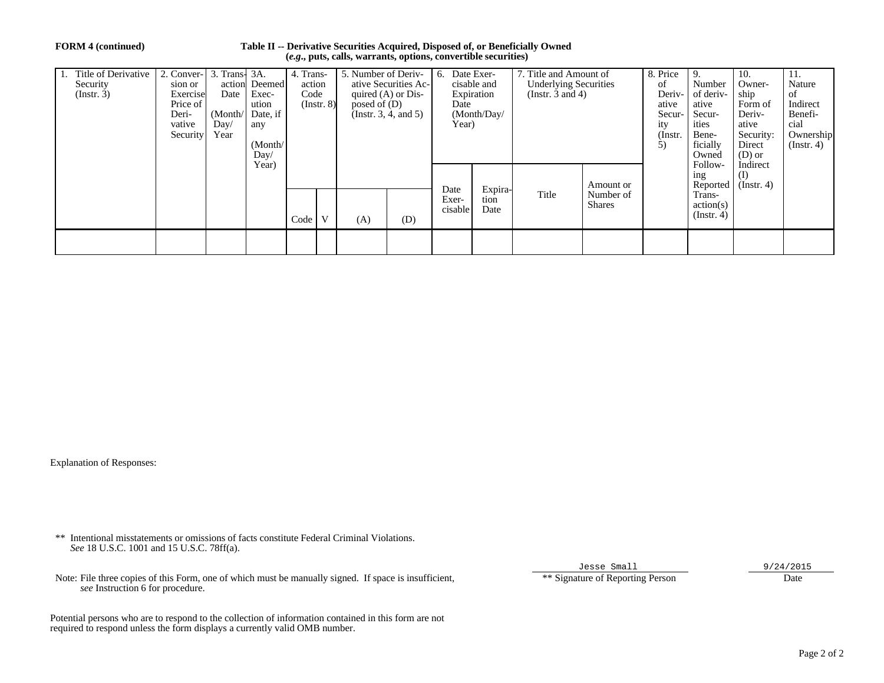**FORM 4 (continued)**

**Table II -- Derivative Securities Acquired, Disposed of, or Beneficially Owned**
**(*e.g.*, puts, calls, warrants, options, convertible securities)**

| 1. Title of Derivative Security (Instr. 3) | 2. Conversion or Exercise Price of Derivative Security | 3. Transaction Date (Month/Day/Year) | 3A. Deemed Execution Date, if any (Month/Day/Year) | 4. Transaction Code (Instr. 8) | | 5. Number of Derivative Securities Acquired (A) or Disposed of (D) (Instr. 3, 4, and 5) | | 6. Date Exercisable and Expiration Date (Month/Day/Year) | | 7. Title and Amount of Underlying Securities (Instr. 3 and 4) | | 8. Price of Derivative Security (Instr. 5) | 9. Number of derivative Securities Beneficially Owned Following Reported Transaction(s) (Instr. 4) | 10. Ownership Form of Derivative Security: Direct (D) or Indirect (I) (Instr. 4) | 11. Nature of Indirect Beneficial Ownership (Instr. 4) |
|---|---|---|---|---|---|---|---|---|---|---|---|---|---|---|---|
| | | | | Code | V | (A) | (D) | Date Exercisable | Expiration Date | Title | Amount or Number of Shares | | | | |
| | | | | | | | | | | | | | | | |

Explanation of Responses:

** Intentional misstatements or omissions of facts constitute Federal Criminal Violations.
*See* 18 U.S.C. 1001 and 15 U.S.C. 78ff(a).

Note: File three copies of this Form, one of which must be manually signed. If space is insufficient, *see* Instruction 6 for procedure.

Jesse Small
** Signature of Reporting Person

9/24/2015
Date

Potential persons who are to respond to the collection of information contained in this form are not required to respond unless the form displays a currently valid OMB number.